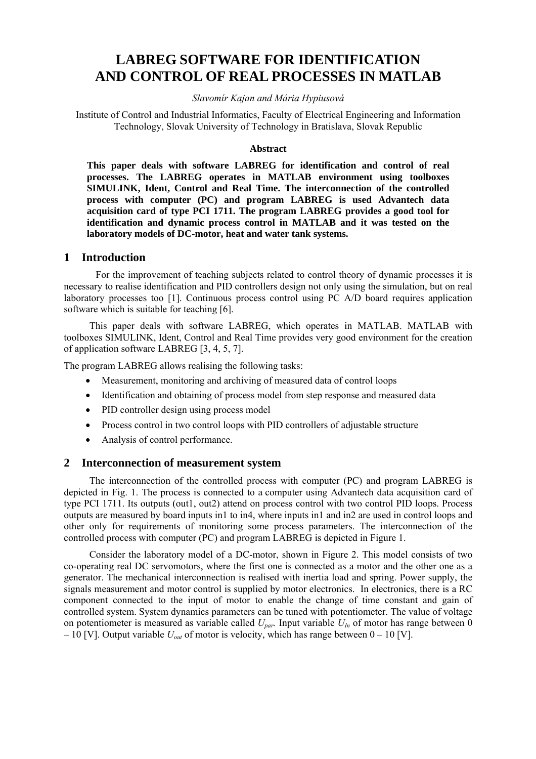# LABREG SOFTWARE FOR IDENTIFICATION AND CONTROL OF REAL PROCESSES IN MATLAB

*Slavomír Kajan and Mária Hypiusová*

Institute of Control and Industrial Informatics, Faculty of Electrical Engineering and Information Technology, Slovak University of Technology in Bratislava, Slovak Republic

**Abstract**

**This paper deals with software LABREG for identification and control of real processes. The LABREG operates in MATLAB environment using toolboxes SIMULINK, Ident, Control and Real Time. The interconnection of the controlled process with computer (PC) and program LABREG is used Advantech data acquisition card of type PCI 1711. The program LABREG provides a good tool for identification and dynamic process control in MATLAB and it was tested on the laboratory models of DC-motor, heat and water tank systems.**

## 1 Introduction

For the improvement of teaching subjects related to control theory of dynamic processes it is necessary to realise identification and PID controllers design not only using the simulation, but on real laboratory processes too [1]. Continuous process control using PC A/D board requires application software which is suitable for teaching [6].

This paper deals with software LABREG, which operates in MATLAB. MATLAB with toolboxes SIMULINK, Ident, Control and Real Time provides very good environment for the creation of application software LABREG [3, 4, 5, 7].

The program LABREG allows realising the following tasks:

- Measurement, monitoring and archiving of measured data of control loops
- Identification and obtaining of process model from step response and measured data
- PID controller design using process model
- Process control in two control loops with PID controllers of adjustable structure
- Analysis of control performance.

## 2 Interconnection of measurement system

The interconnection of the controlled process with computer (PC) and program LABREG is depicted in Fig. 1. The process is connected to a computer using Advantech data acquisition card of type PCI 1711. Its outputs (out1, out2) attend on process control with two control PID loops. Process outputs are measured by board inputs in1 to in4, where inputs in1 and in2 are used in control loops and other only for requirements of monitoring some process parameters. The interconnection of the controlled process with computer (PC) and program LABREG is depicted in Figure 1.

Consider the laboratory model of a DC-motor, shown in Figure 2. This model consists of two co-operating real DC servomotors, where the first one is connected as a motor and the other one as a generator. The mechanical interconnection is realised with inertia load and spring. Power supply, the signals measurement and motor control is supplied by motor electronics. In electronics, there is a RC component connected to the input of motor to enable the change of time constant and gain of controlled system. System dynamics parameters can be tuned with potentiometer. The value of voltage on potentiometer is measured as variable called $U_{par}$. Input variable $U_{In}$ of motor has range between 0 – 10 [V]. Output variable $U_{out}$ of motor is velocity, which has range between 0 – 10 [V].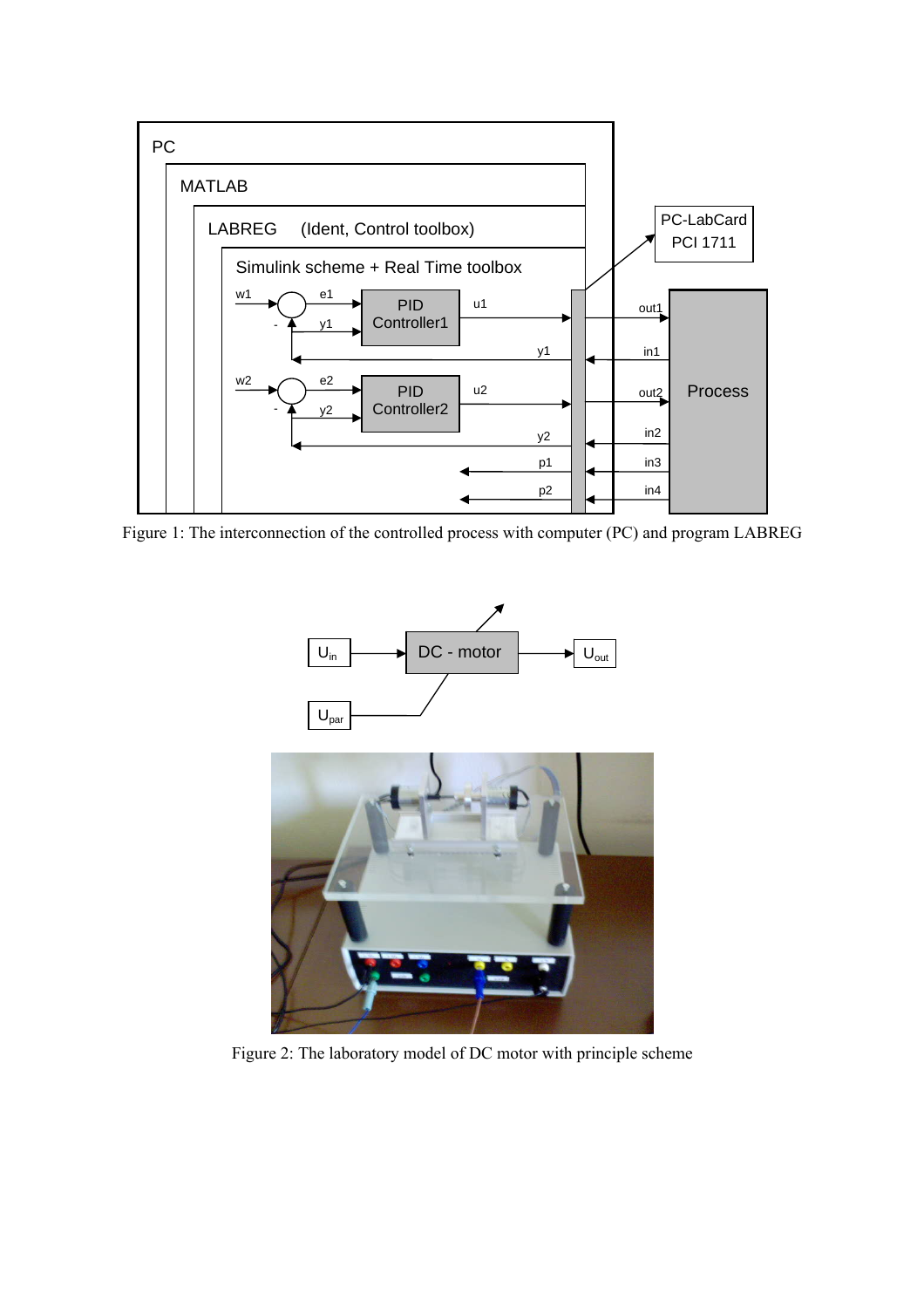PC

MATLAB

LABREG (Ident, Control toolbox)

Simulink scheme + Real Time toolbox

w1
e1
PID Controller1
u1
y1
y1
w2
e2
PID Controller2
u2
y2
y2
p1
p2

PC-LabCard PCI 1711

out1
in1
out2
in2
in3
in4

Process

Figure 1: The interconnection of the controlled process with computer (PC) and program LABREG

$U_{in}$
DC - motor
$U_{out}$
$U_{par}$

Figure 2: The laboratory model of DC motor with principle scheme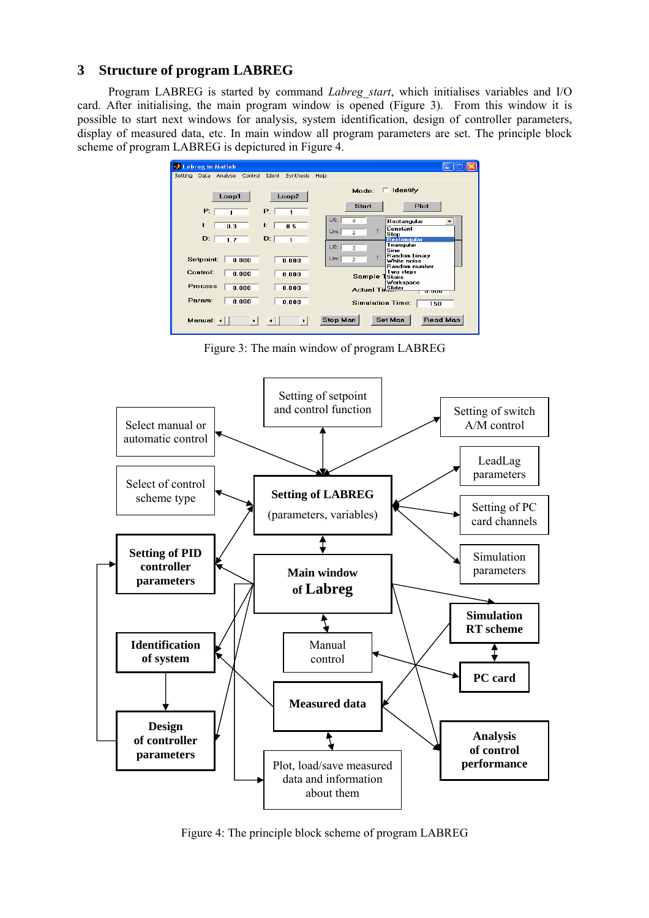## 3 Structure of program LABREG

Program LABREG is started by command *Labreg_start*, which initialises variables and I/O card. After initialising, the main program window is opened (Figure 3). From this window it is possible to start next windows for analysis, system identification, design of controller parameters, display of measured data, etc. In main window all program parameters are set. The principle block scheme of program LABREG is depictured in Figure 4.

Figure 3: The main window of program LABREG

Figure 4: The principle block scheme of program LABREG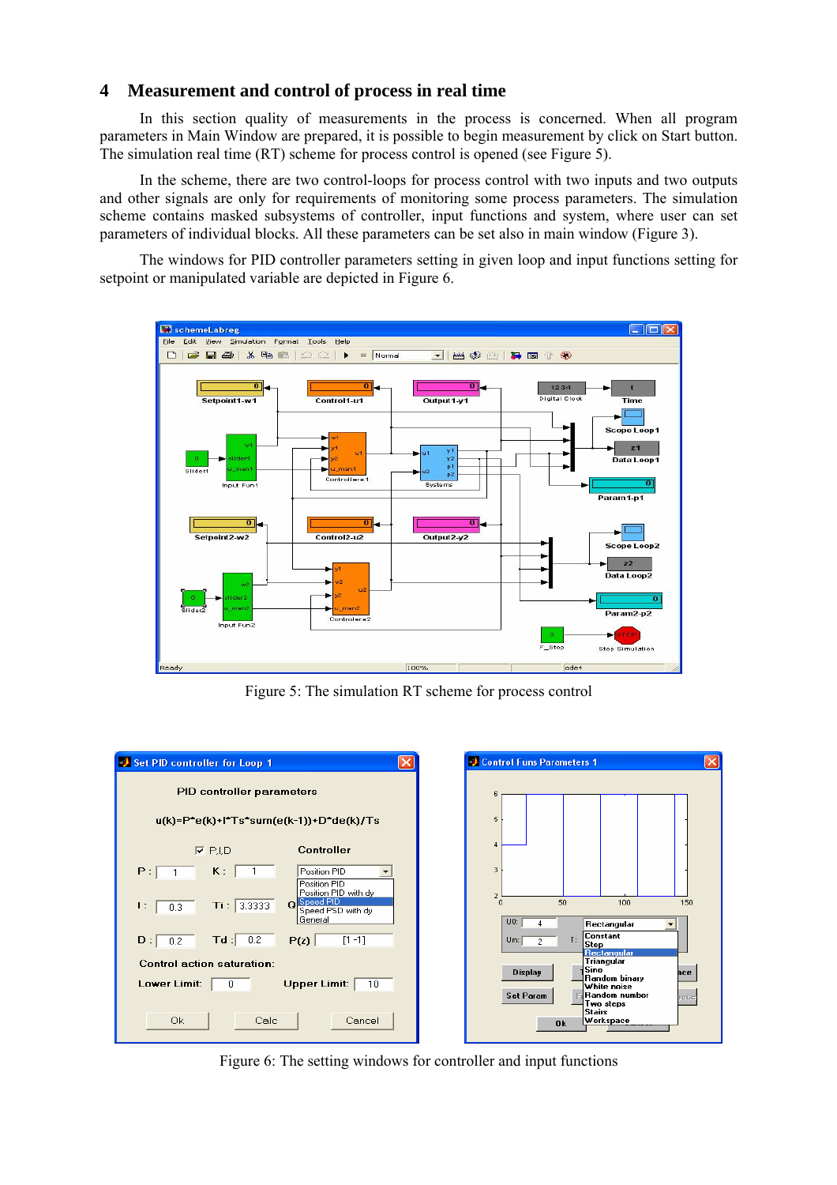## 4 Measurement and control of process in real time

In this section quality of measurements in the process is concerned. When all program parameters in Main Window are prepared, it is possible to begin measurement by click on Start button. The simulation real time (RT) scheme for process control is opened (see Figure 5).

In the scheme, there are two control-loops for process control with two inputs and two outputs and other signals are only for requirements of monitoring some process parameters. The simulation scheme contains masked subsystems of controller, input functions and system, where user can set parameters of individual blocks. All these parameters can be set also in main window (Figure 3).

The windows for PID controller parameters setting in given loop and input functions setting for setpoint or manipulated variable are depicted in Figure 6.

Figure 5: The simulation RT scheme for process control

Figure 6: The setting windows for controller and input functions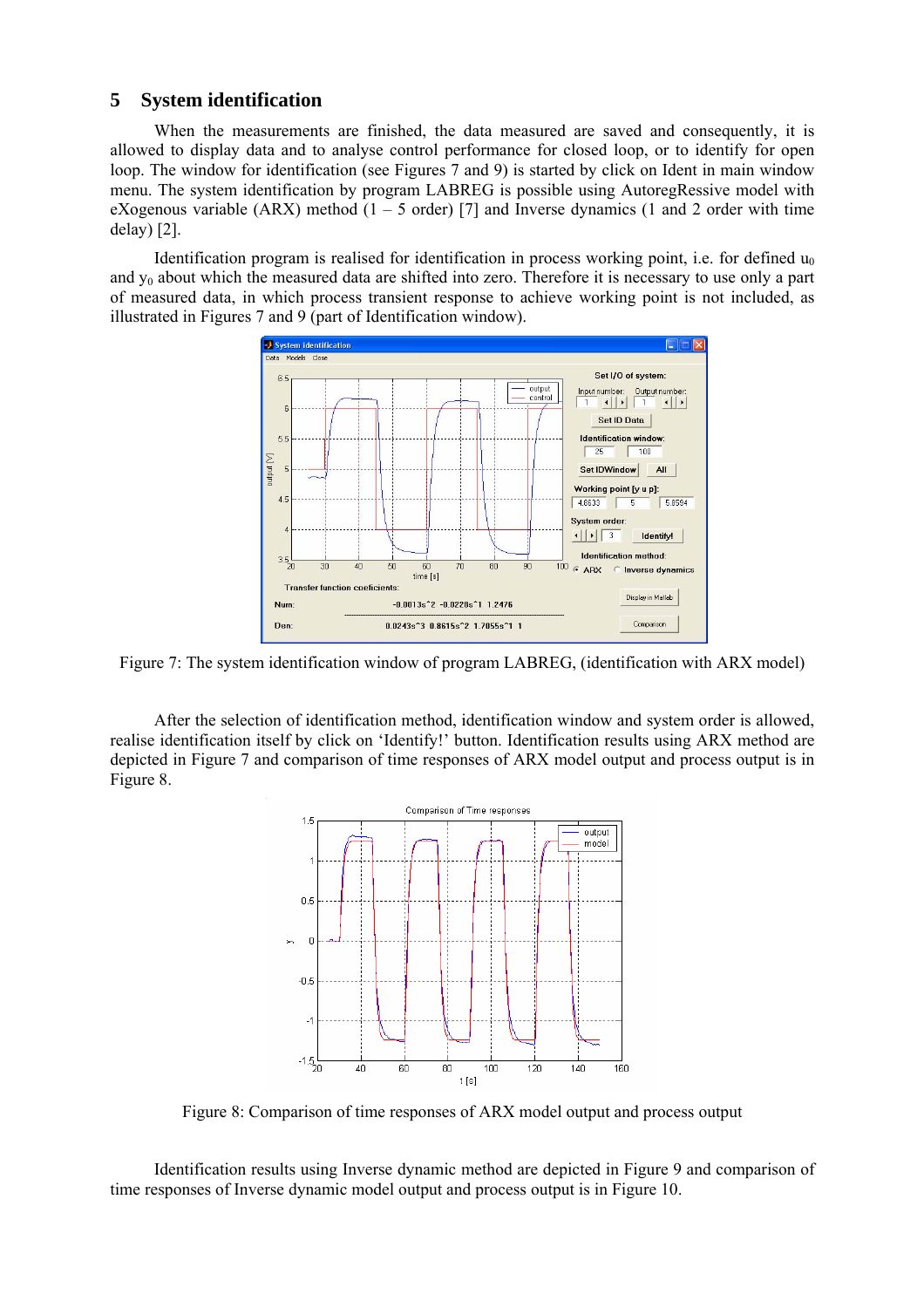## 5 System identification

When the measurements are finished, the data measured are saved and consequently, it is allowed to display data and to analyse control performance for closed loop, or to identify for open loop. The window for identification (see Figures 7 and 9) is started by click on Ident in main window menu. The system identification by program LABREG is possible using AutoregRessive model with eXogenous variable (ARX) method (1 – 5 order) [7] and Inverse dynamics (1 and 2 order with time delay) [2].

Identification program is realised for identification in process working point, i.e. for defined $u_0$ and $y_0$ about which the measured data are shifted into zero. Therefore it is necessary to use only a part of measured data, in which process transient response to achieve working point is not included, as illustrated in Figures 7 and 9 (part of Identification window).

System identification
Data Models Close
Set I/O of system:
Input number: 1 Output number: 1
Set ID Data
Identification window:
25 100
Set IDWindow All
Working point [y u p]:
4.8633 5 5.8594
System order:
3 Identify!
Identification method:
ARX Inverse dynamics
Display in Matlab
Comparison
output [V]
time [s]
output
control
Transfer function coeficients:
Num: -0.0013s^2 -0.0228s^1 1.2476
Den: 0.0243s^3 0.8615s^2 1.7055s^1 1

Figure 7: The system identification window of program LABREG, (identification with ARX model)

After the selection of identification method, identification window and system order is allowed, realise identification itself by click on 'Identify!' button. Identification results using ARX method are depicted in Figure 7 and comparison of time responses of ARX model output and process output is in Figure 8.

Comparison of Time responses
output
model
y
t [s]

Figure 8: Comparison of time responses of ARX model output and process output

Identification results using Inverse dynamic method are depicted in Figure 9 and comparison of time responses of Inverse dynamic model output and process output is in Figure 10.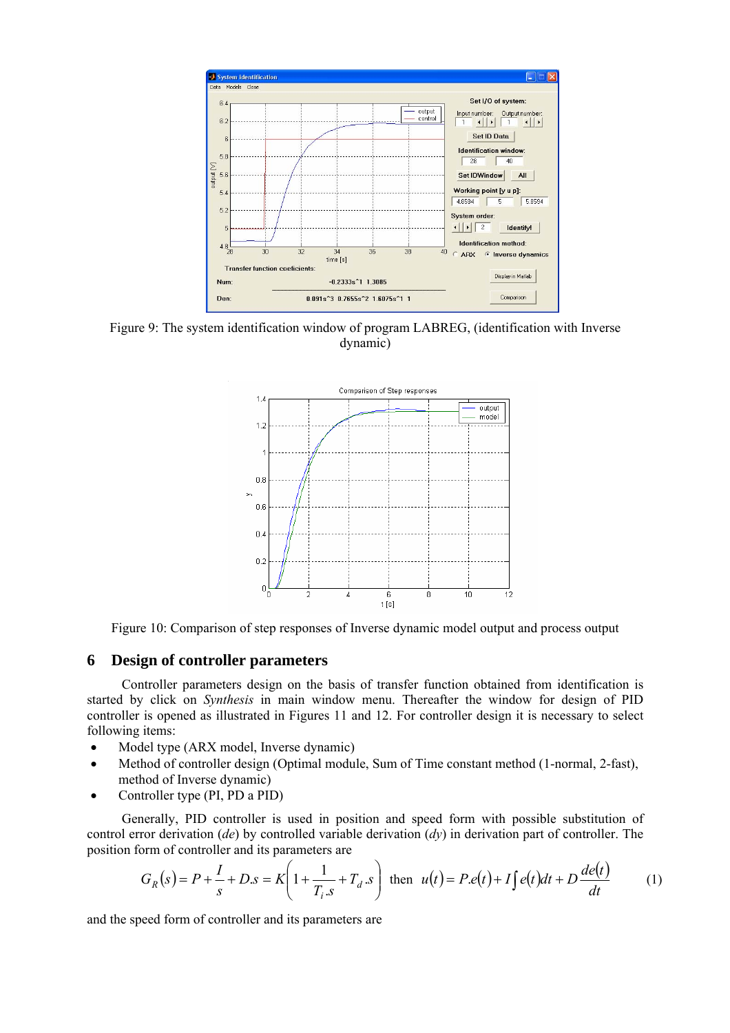System identification

Data Models Close

output control

output [V]

time [s]

Set I/O of system:

Input number: 1 Output number: 1

Set ID Data

Identification window:

28 40

Set IDWindow All

Working point [y u p]:

4.8594 5 5.8594

System order:

2 Identify!

Identification method:

ARX Inverse dynamics

Transfer function coeficients:

Num: -0.2333s^1 1.3085

Den: 0.091s^3 0.7655s^2 1.6075s^1 1

Display in Matlab

Comparison

Figure 9: The system identification window of program LABREG, (identification with Inverse dynamic)

Comparison of Step responses

output

model

y

t [s]

Figure 10: Comparison of step responses of Inverse dynamic model output and process output

## 6 Design of controller parameters

Controller parameters design on the basis of transfer function obtained from identification is started by click on *Synthesis* in main window menu. Thereafter the window for design of PID controller is opened as illustrated in Figures 11 and 12. For controller design it is necessary to select following items:

- Model type (ARX model, Inverse dynamic)
- Method of controller design (Optimal module, Sum of Time constant method (1-normal, 2-fast), method of Inverse dynamic)
- Controller type (PI, PD a PID)

Generally, PID controller is used in position and speed form with possible substitution of control error derivation (*de*) by controlled variable derivation (*dy*) in derivation part of controller. The position form of controller and its parameters are

$$G_R(s) = P + \frac{I}{s} + D.s = K\left(1 + \frac{1}{T_i.s} + T_d.s\right) \quad \text{then} \quad u(t) = P.e(t) + I\int e(t)dt + D\frac{de(t)}{dt} \qquad (1)$$

and the speed form of controller and its parameters are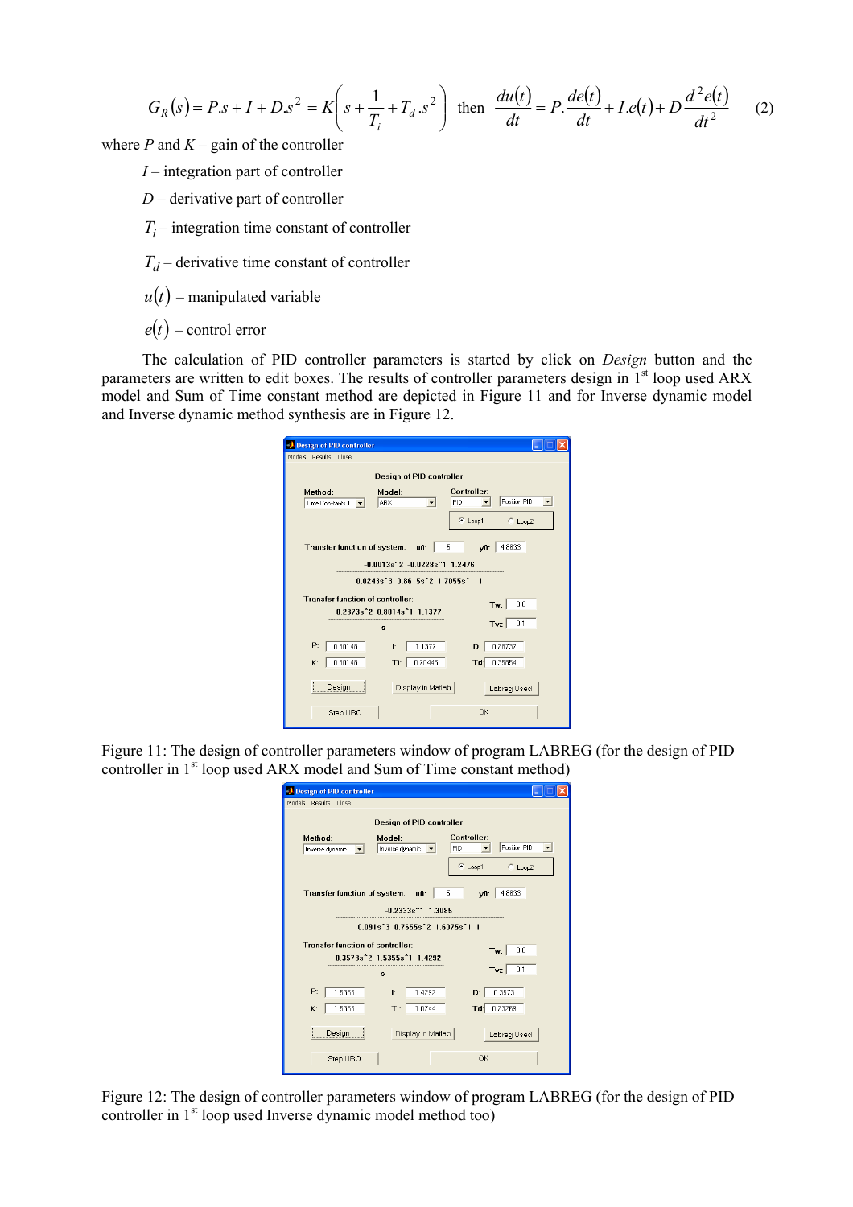$$G_R(s) = P.s + I + D.s^2 = K\left(s + \frac{1}{T_i} + T_d.s^2\right) \text{ then } \frac{du(t)}{dt} = P.\frac{de(t)}{dt} + I.e(t) + D\frac{d^2e(t)}{dt^2} \quad (2)$$

where $P$ and $K$ – gain of the controller

$I$ – integration part of controller

$D$ – derivative part of controller

$T_i$ – integration time constant of controller

$T_d$ – derivative time constant of controller

$u(t)$ – manipulated variable

$e(t)$ – control error

The calculation of PID controller parameters is started by click on *Design* button and the parameters are written to edit boxes. The results of controller parameters design in 1[st] loop used ARX model and Sum of Time constant method are depicted in Figure 11 and for Inverse dynamic model and Inverse dynamic method synthesis are in Figure 12.

Figure 11: The design of controller parameters window of program LABREG (for the design of PID controller in 1[st] loop used ARX model and Sum of Time constant method)

Figure 12: The design of controller parameters window of program LABREG (for the design of PID controller in 1[st] loop used Inverse dynamic model method too)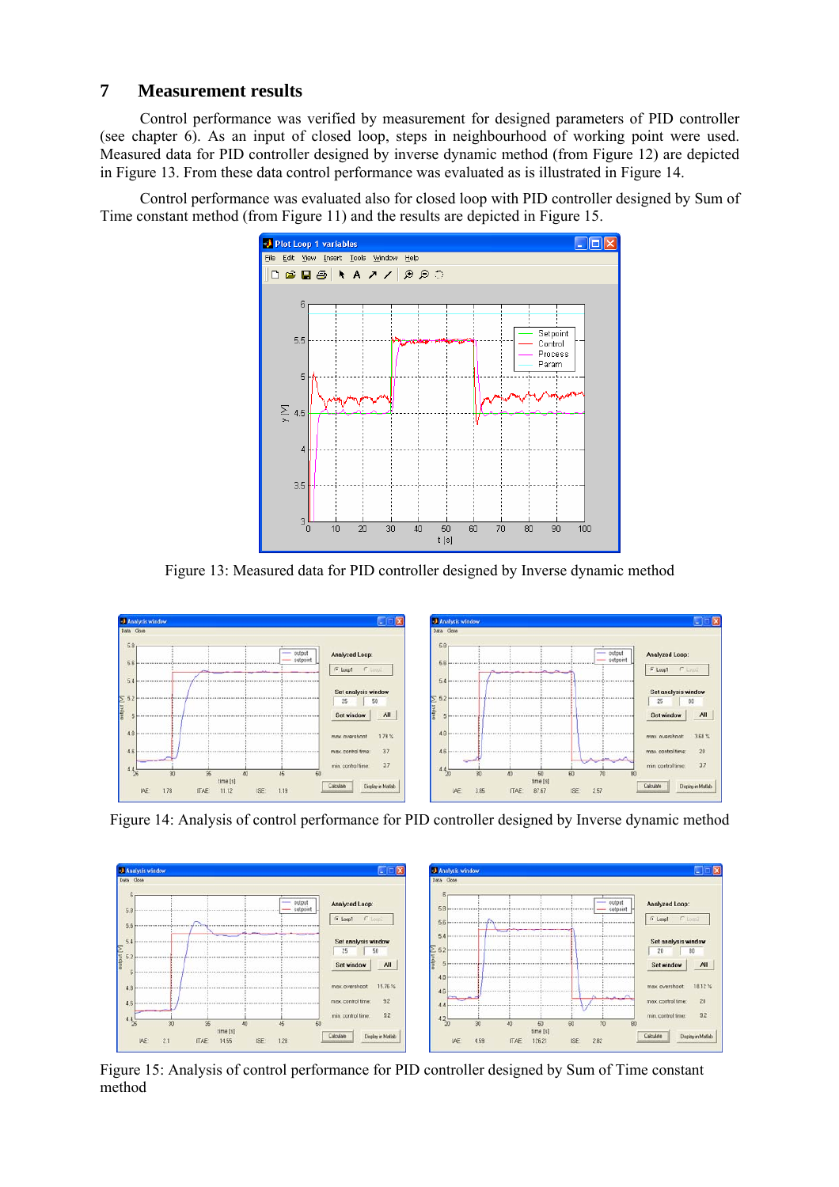# 7 Measurement results

Control performance was verified by measurement for designed parameters of PID controller (see chapter 6). As an input of closed loop, steps in neighbourhood of working point were used. Measured data for PID controller designed by inverse dynamic method (from Figure 12) are depicted in Figure 13. From these data control performance was evaluated as is illustrated in Figure 14.

Control performance was evaluated also for closed loop with PID controller designed by Sum of Time constant method (from Figure 11) and the results are depicted in Figure 15.

Figure 13: Measured data for PID controller designed by Inverse dynamic method

Figure 14: Analysis of control performance for PID controller designed by Inverse dynamic method

Figure 15: Analysis of control performance for PID controller designed by Sum of Time constant method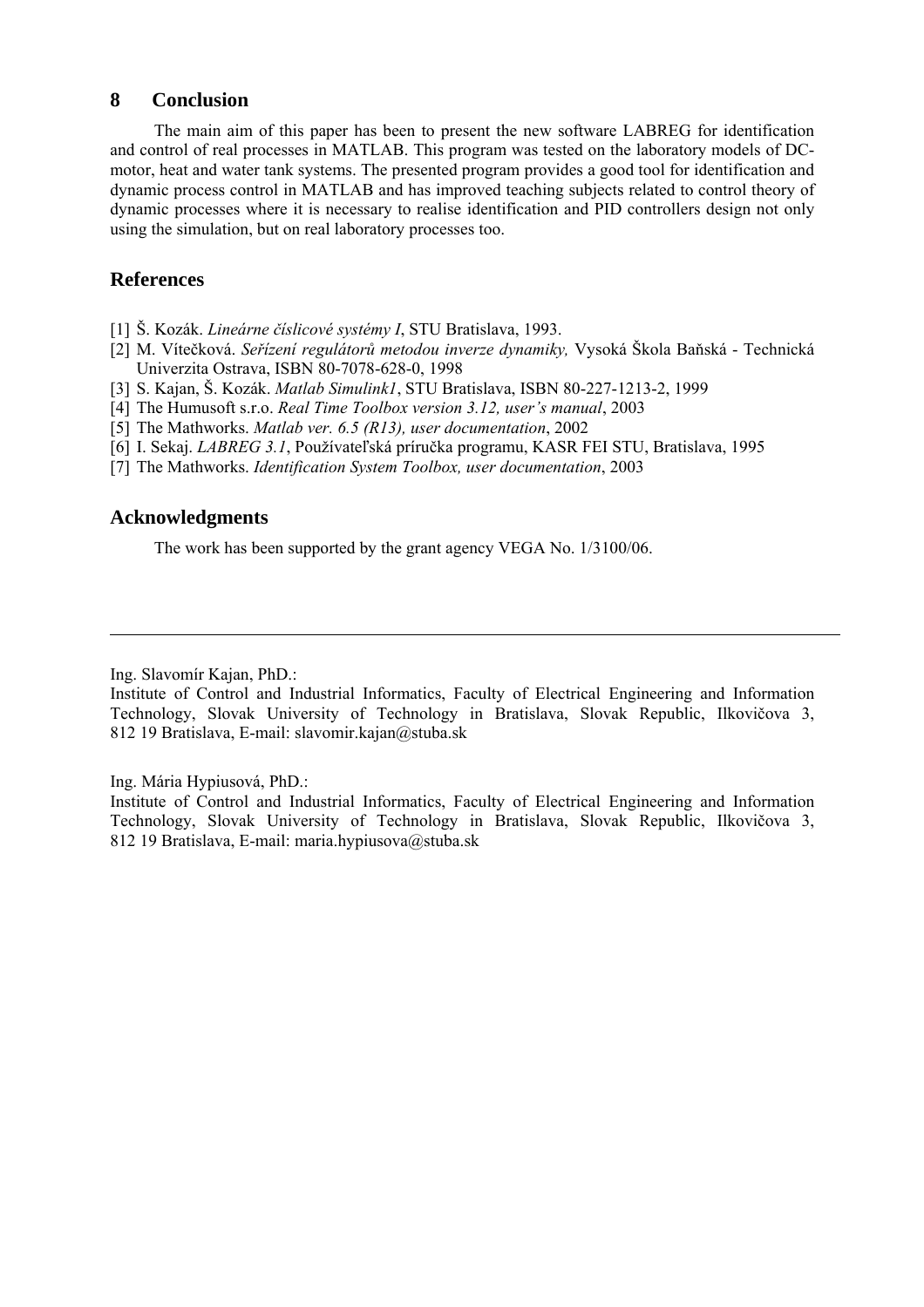## 8 Conclusion

The main aim of this paper has been to present the new software LABREG for identification and control of real processes in MATLAB. This program was tested on the laboratory models of DC-motor, heat and water tank systems. The presented program provides a good tool for identification and dynamic process control in MATLAB and has improved teaching subjects related to control theory of dynamic processes where it is necessary to realise identification and PID controllers design not only using the simulation, but on real laboratory processes too.

## References

[1] Š. Kozák. *Lineárne číslicové systémy I*, STU Bratislava, 1993.
[2] M. Vítečková. *Seřízení regulátorů metodou inverze dynamiky,* Vysoká Škola Baňská - Technická Univerzita Ostrava, ISBN 80-7078-628-0, 1998
[3] S. Kajan, Š. Kozák. *Matlab Simulink1*, STU Bratislava, ISBN 80-227-1213-2, 1999
[4] The Humusoft s.r.o. *Real Time Toolbox version 3.12, user's manual*, 2003
[5] The Mathworks. *Matlab ver. 6.5 (R13), user documentation*, 2002
[6] I. Sekaj. *LABREG 3.1*, Používateľská príručka programu, KASR FEI STU, Bratislava, 1995
[7] The Mathworks. *Identification System Toolbox, user documentation*, 2003

## Acknowledgments

The work has been supported by the grant agency VEGA No. 1/3100/06.

---

Ing. Slavomír Kajan, PhD.:
Institute of Control and Industrial Informatics, Faculty of Electrical Engineering and Information Technology, Slovak University of Technology in Bratislava, Slovak Republic, Ilkovičova 3, 812 19 Bratislava, E-mail: slavomir.kajan@stuba.sk

Ing. Mária Hypiusová, PhD.:
Institute of Control and Industrial Informatics, Faculty of Electrical Engineering and Information Technology, Slovak University of Technology in Bratislava, Slovak Republic, Ilkovičova 3, 812 19 Bratislava, E-mail: maria.hypiusova@stuba.sk